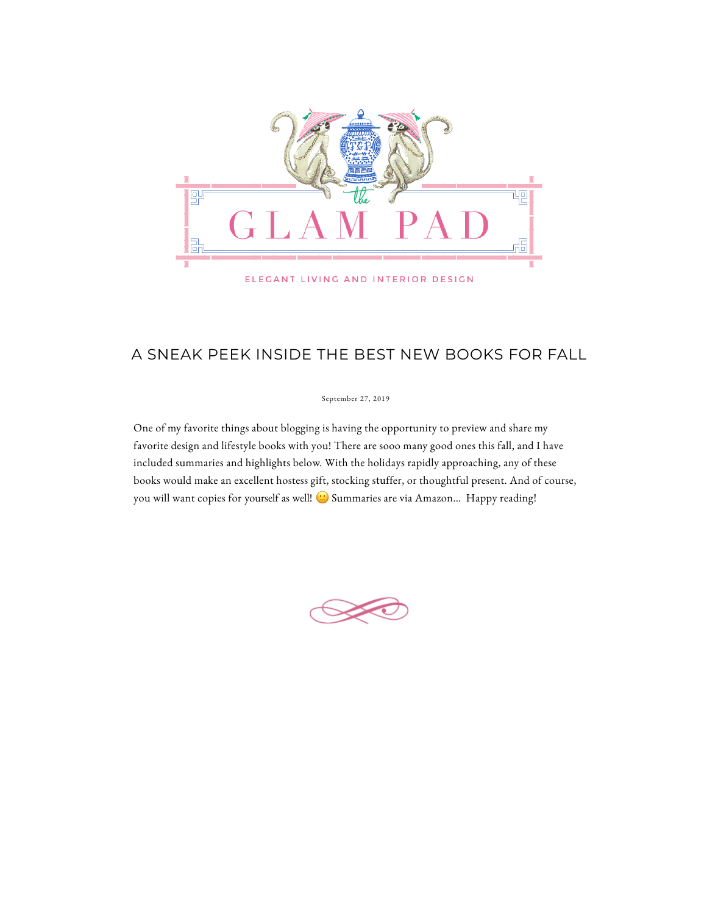# A SNEAK PEEK INSIDE THE BEST NEW BOOKS FOR FALL

September 27, 2019

One of my favorite things about blogging is having the opportunity to preview and share my favorite design and lifestyle books with you! There are sooo many good ones this fall, and I have included summaries and highlights below. With the holidays rapidly approaching, any of these books would make an excellent hostess gift, stocking stuffer, or thoughtful present. And of course, you will want copies for yourself as well! 🙂 Summaries are via Amazon… Happy reading!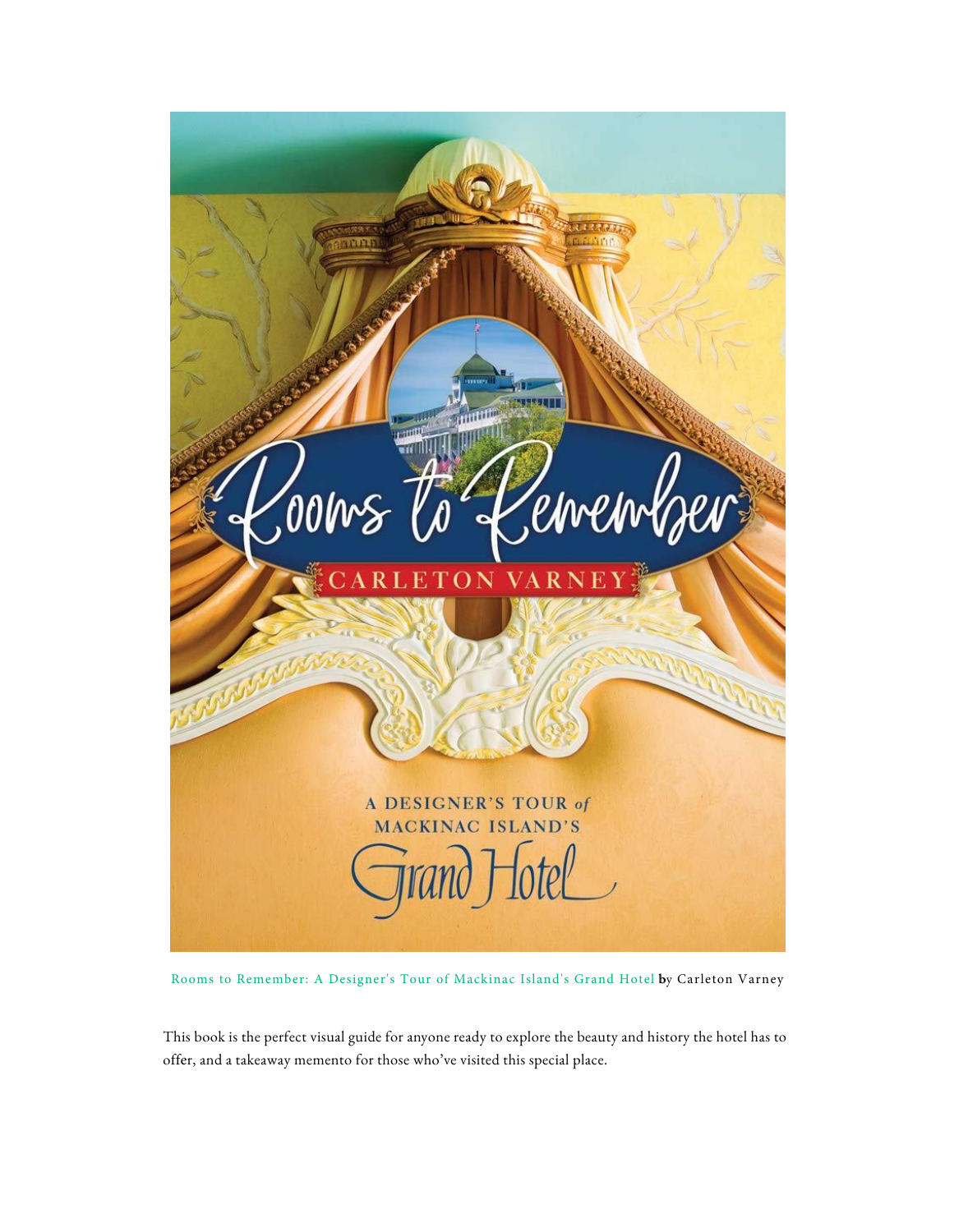Rooms to Remember: A Designer's Tour of Mackinac Island's Grand Hotel **b**y Carleton Varney

This book is the perfect visual guide for anyone ready to explore the beauty and history the hotel has to offer, and a takeaway memento for those who've visited this special place.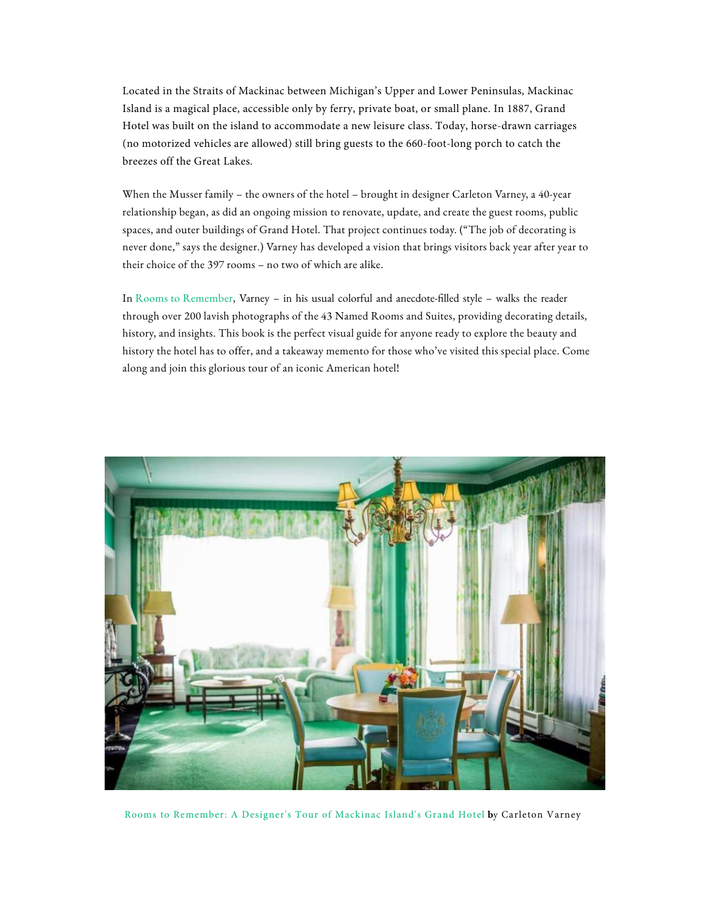Located in the Straits of Mackinac between Michigan's Upper and Lower Peninsulas, Mackinac Island is a magical place, accessible only by ferry, private boat, or small plane. In 1887, Grand Hotel was built on the island to accommodate a new leisure class. Today, horse-drawn carriages (no motorized vehicles are allowed) still bring guests to the 660-foot-long porch to catch the breezes off the Great Lakes.

When the Musser family – the owners of the hotel – brought in designer Carleton Varney, a 40-year relationship began, as did an ongoing mission to renovate, update, and create the guest rooms, public spaces, and outer buildings of Grand Hotel. That project continues today. ("The job of decorating is never done," says the designer.) Varney has developed a vision that brings visitors back year after year to their choice of the 397 rooms – no two of which are alike.

In Rooms to Remember, Varney – in his usual colorful and anecdote-filled style – walks the reader through over 200 lavish photographs of the 43 Named Rooms and Suites, providing decorating details, history, and insights. This book is the perfect visual guide for anyone ready to explore the beauty and history the hotel has to offer, and a takeaway memento for those who've visited this special place. Come along and join this glorious tour of an iconic American hotel!

Rooms to Remember: A Designer's Tour of Mackinac Island's Grand Hotel **by** Carleton Varney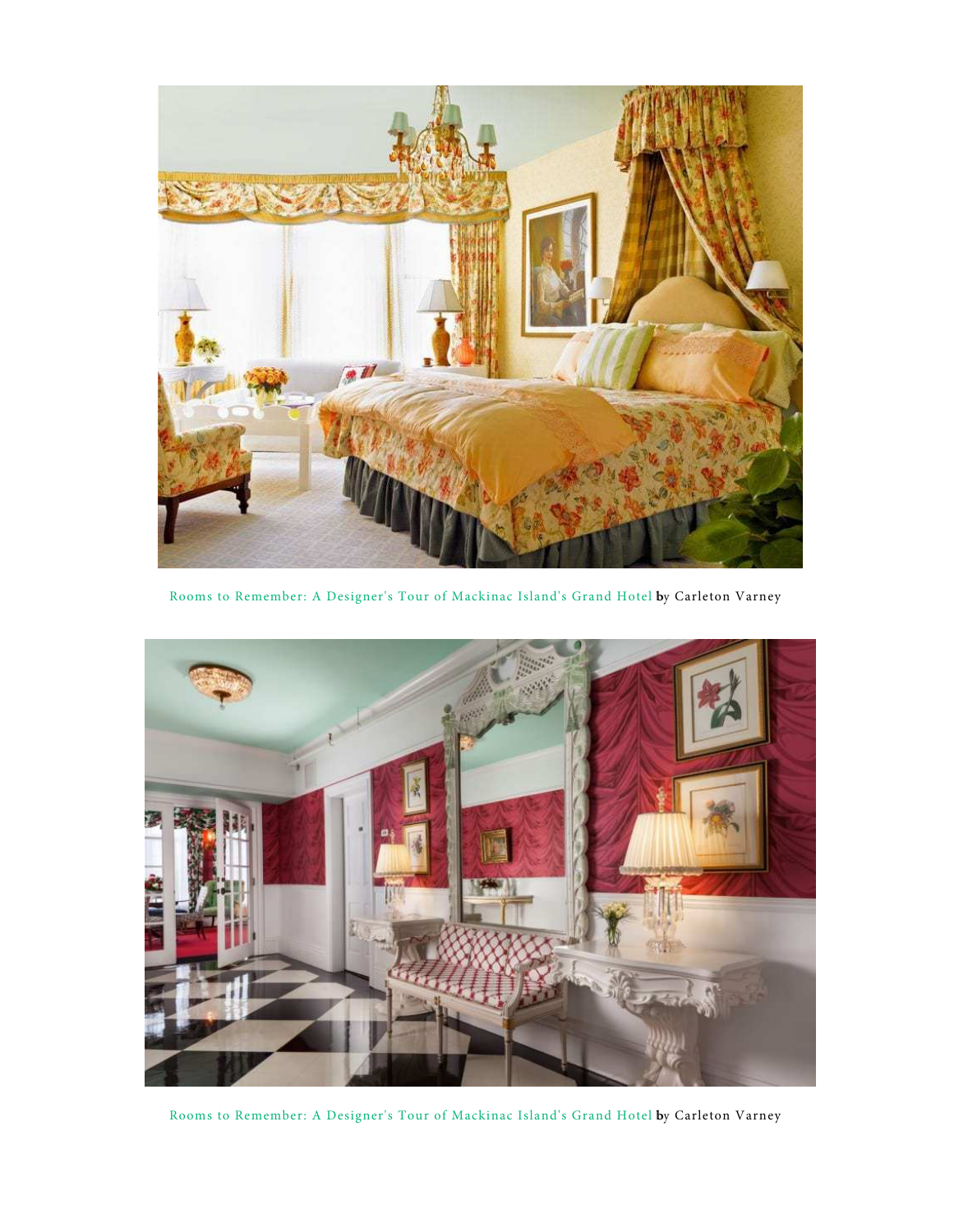Rooms to Remember: A Designer's Tour of Mackinac Island's Grand Hotel by Carleton Varney

Rooms to Remember: A Designer's Tour of Mackinac Island's Grand Hotel by Carleton Varney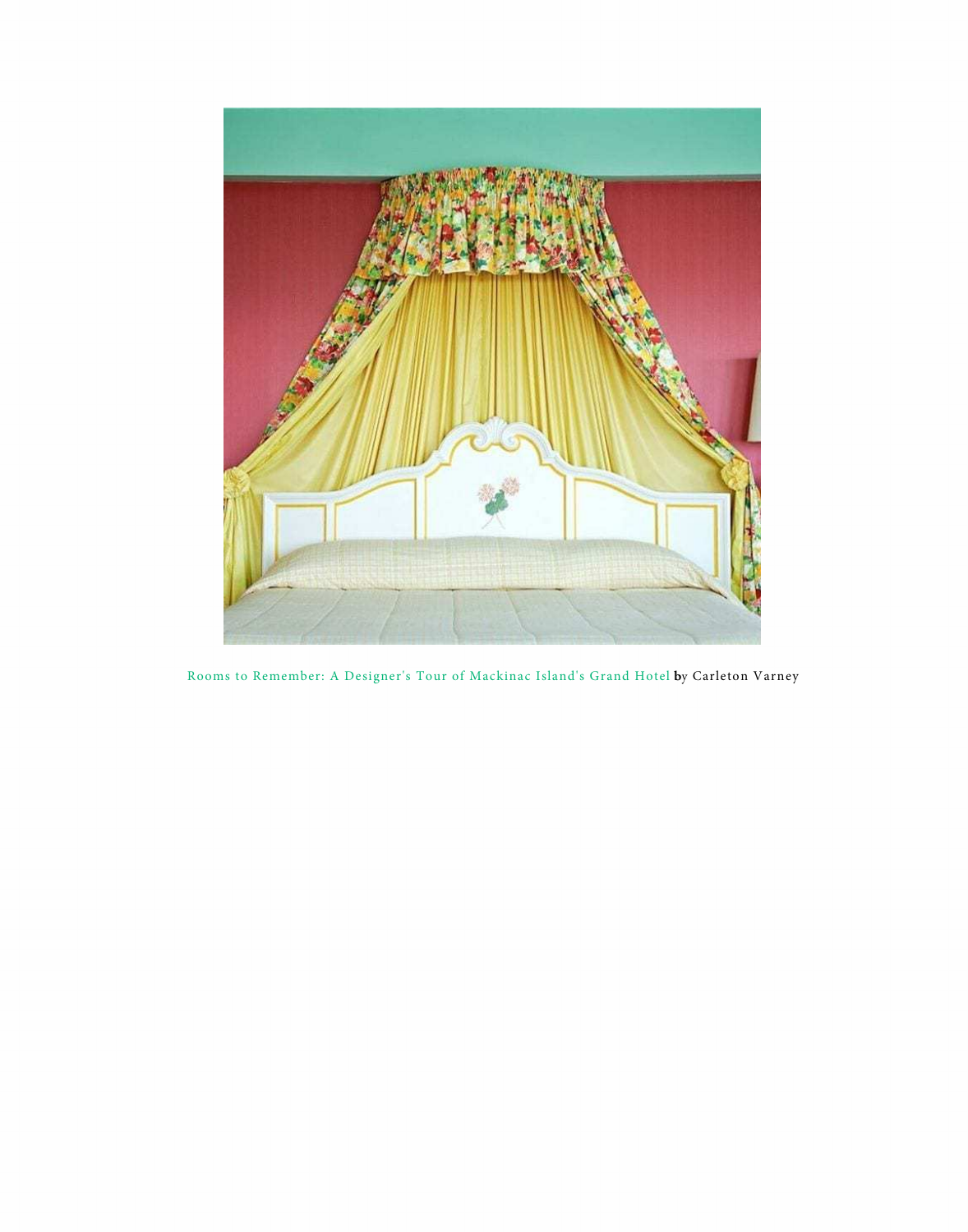Rooms to Remember: A Designer's Tour of Mackinac Island's Grand Hotel by Carleton Varney